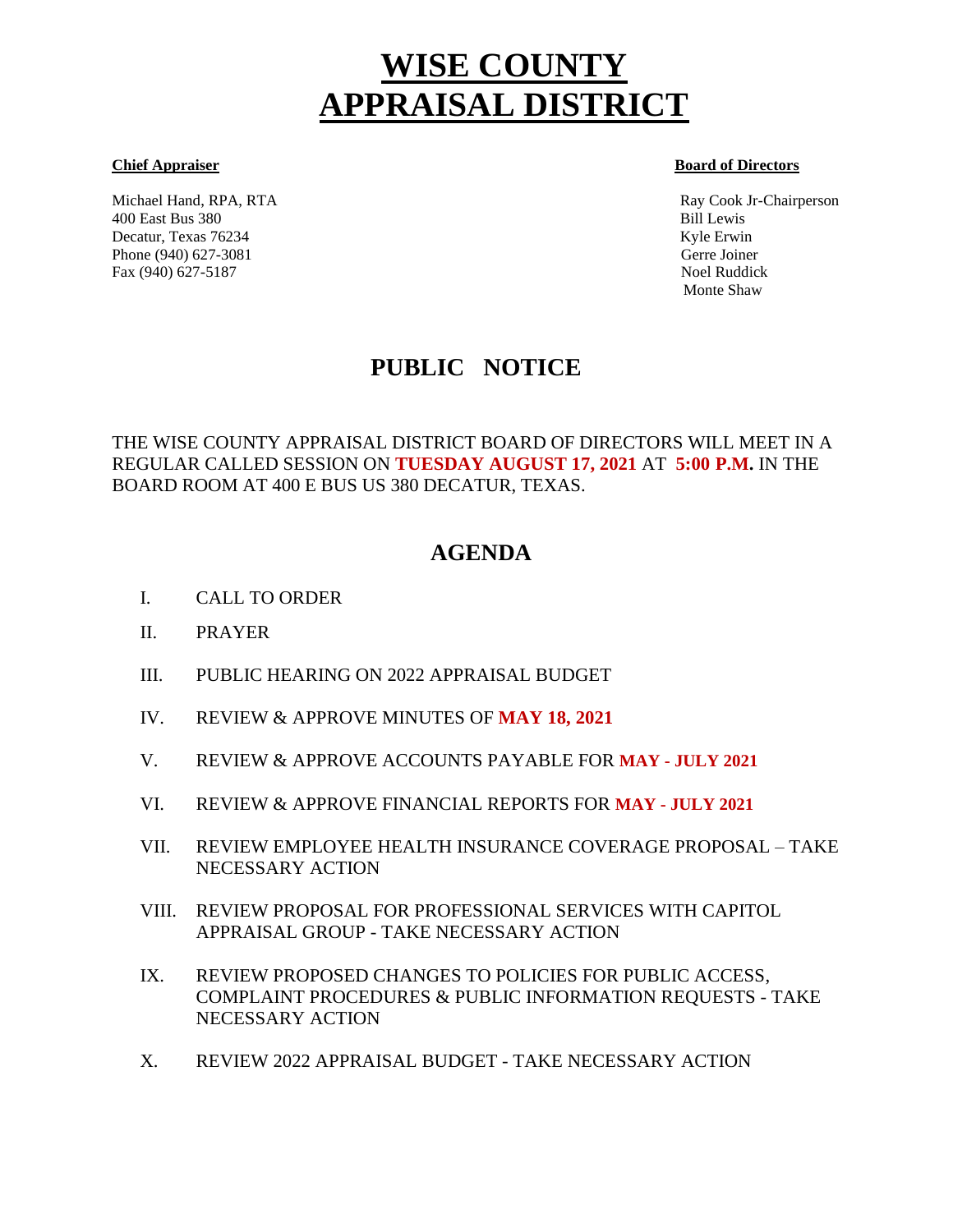# WISE COUNTY APPRAISAL DISTRICT

**Chief Appraiser**

Michael Hand, RPA, RTA
400 East Bus 380
Decatur, Texas 76234
Phone (940) 627-3081
Fax (940) 627-5187

**Board of Directors**

Ray Cook Jr-Chairperson
Bill Lewis
Kyle Erwin
Gerre Joiner
Noel Ruddick
Monte Shaw

## PUBLIC NOTICE

THE WISE COUNTY APPRAISAL DISTRICT BOARD OF DIRECTORS WILL MEET IN A REGULAR CALLED SESSION ON **TUESDAY AUGUST 17, 2021** AT **5:00 P.M.** IN THE BOARD ROOM AT 400 E BUS US 380 DECATUR, TEXAS.

## AGENDA

I. CALL TO ORDER

II. PRAYER

III. PUBLIC HEARING ON 2022 APPRAISAL BUDGET

IV. REVIEW & APPROVE MINUTES OF **MAY 18, 2021**

V. REVIEW & APPROVE ACCOUNTS PAYABLE FOR **MAY - JULY 2021**

VI. REVIEW & APPROVE FINANCIAL REPORTS FOR **MAY - JULY 2021**

VII. REVIEW EMPLOYEE HEALTH INSURANCE COVERAGE PROPOSAL – TAKE NECESSARY ACTION

VIII. REVIEW PROPOSAL FOR PROFESSIONAL SERVICES WITH CAPITOL APPRAISAL GROUP - TAKE NECESSARY ACTION

IX. REVIEW PROPOSED CHANGES TO POLICIES FOR PUBLIC ACCESS, COMPLAINT PROCEDURES & PUBLIC INFORMATION REQUESTS - TAKE NECESSARY ACTION

X. REVIEW 2022 APPRAISAL BUDGET - TAKE NECESSARY ACTION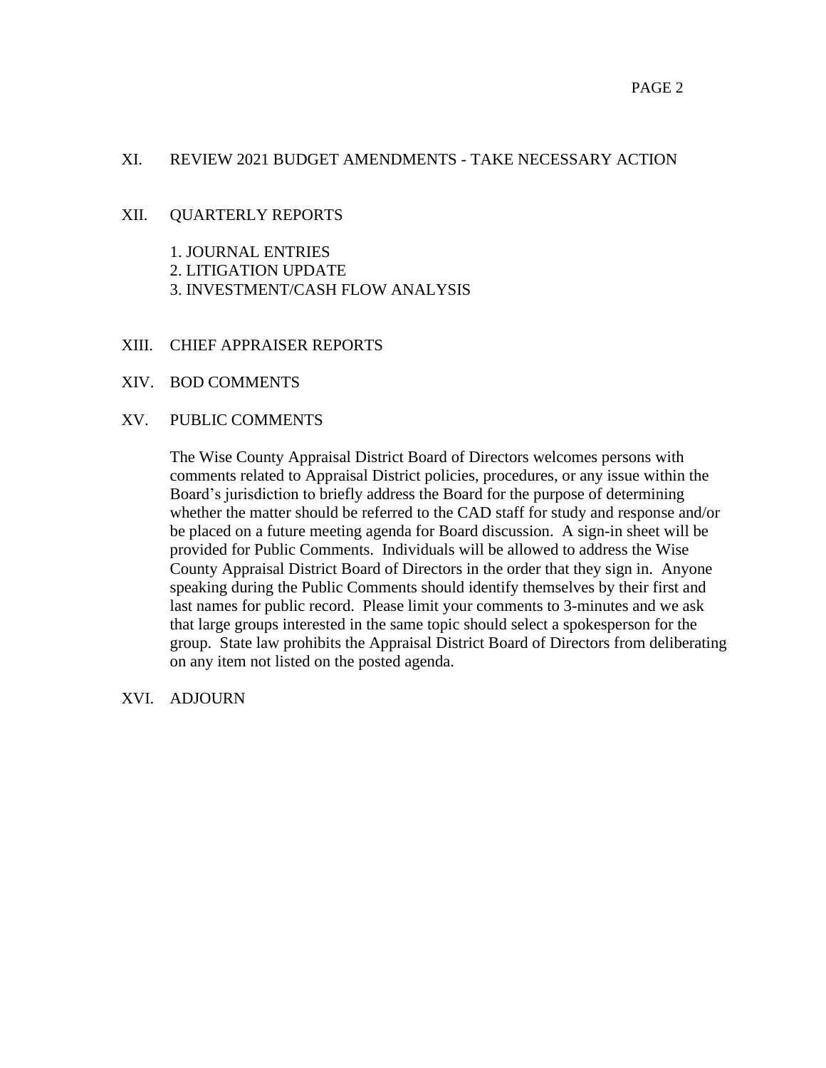XI. REVIEW 2021 BUDGET AMENDMENTS - TAKE NECESSARY ACTION

XII. QUARTERLY REPORTS

1. JOURNAL ENTRIES
2. LITIGATION UPDATE
3. INVESTMENT/CASH FLOW ANALYSIS

XIII. CHIEF APPRAISER REPORTS

XIV. BOD COMMENTS

XV. PUBLIC COMMENTS

The Wise County Appraisal District Board of Directors welcomes persons with comments related to Appraisal District policies, procedures, or any issue within the Board's jurisdiction to briefly address the Board for the purpose of determining whether the matter should be referred to the CAD staff for study and response and/or be placed on a future meeting agenda for Board discussion. A sign-in sheet will be provided for Public Comments. Individuals will be allowed to address the Wise County Appraisal District Board of Directors in the order that they sign in. Anyone speaking during the Public Comments should identify themselves by their first and last names for public record. Please limit your comments to 3-minutes and we ask that large groups interested in the same topic should select a spokesperson for the group. State law prohibits the Appraisal District Board of Directors from deliberating on any item not listed on the posted agenda.

XVI. ADJOURN